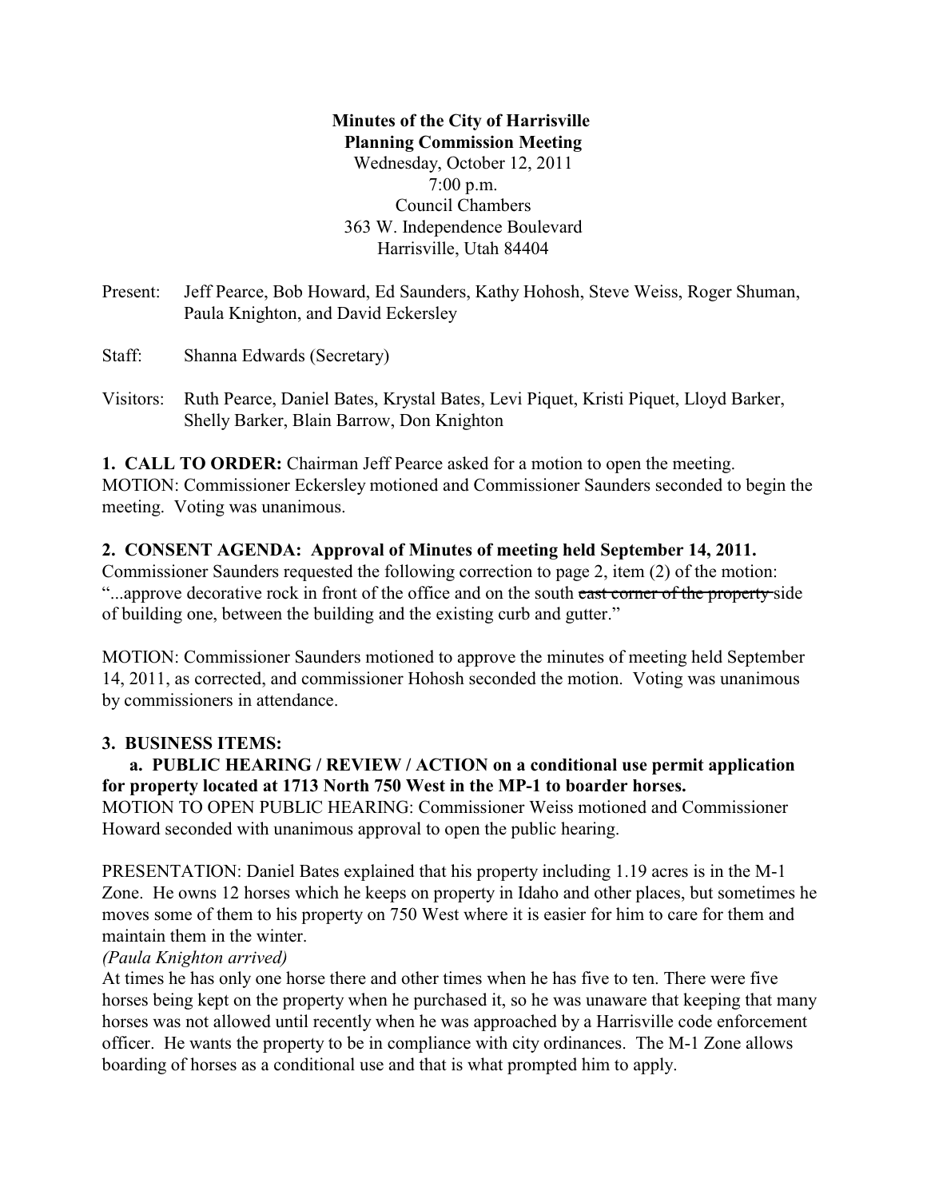**Minutes of the City of Harrisville**
**Planning Commission Meeting**
Wednesday, October 12, 2011
7:00 p.m.
Council Chambers
363 W. Independence Boulevard
Harrisville, Utah 84404

Present: Jeff Pearce, Bob Howard, Ed Saunders, Kathy Hohosh, Steve Weiss, Roger Shuman, Paula Knighton, and David Eckersley

Staff: Shanna Edwards (Secretary)

Visitors: Ruth Pearce, Daniel Bates, Krystal Bates, Levi Piquet, Kristi Piquet, Lloyd Barker, Shelly Barker, Blain Barrow, Don Knighton

**1. CALL TO ORDER:** Chairman Jeff Pearce asked for a motion to open the meeting.
MOTION: Commissioner Eckersley motioned and Commissioner Saunders seconded to begin the meeting. Voting was unanimous.

**2. CONSENT AGENDA: Approval of Minutes of meeting held September 14, 2011.**
Commissioner Saunders requested the following correction to page 2, item (2) of the motion: "...approve decorative rock in front of the office and on the south ~~east corner of the property~~ side of building one, between the building and the existing curb and gutter."

MOTION: Commissioner Saunders motioned to approve the minutes of meeting held September 14, 2011, as corrected, and commissioner Hohosh seconded the motion. Voting was unanimous by commissioners in attendance.

**3. BUSINESS ITEMS:**

**a. PUBLIC HEARING / REVIEW / ACTION on a conditional use permit application for property located at 1713 North 750 West in the MP-1 to boarder horses.**
MOTION TO OPEN PUBLIC HEARING: Commissioner Weiss motioned and Commissioner Howard seconded with unanimous approval to open the public hearing.

PRESENTATION: Daniel Bates explained that his property including 1.19 acres is in the M-1 Zone. He owns 12 horses which he keeps on property in Idaho and other places, but sometimes he moves some of them to his property on 750 West where it is easier for him to care for them and maintain them in the winter.
*(Paula Knighton arrived)*
At times he has only one horse there and other times when he has five to ten. There were five horses being kept on the property when he purchased it, so he was unaware that keeping that many horses was not allowed until recently when he was approached by a Harrisville code enforcement officer. He wants the property to be in compliance with city ordinances. The M-1 Zone allows boarding of horses as a conditional use and that is what prompted him to apply.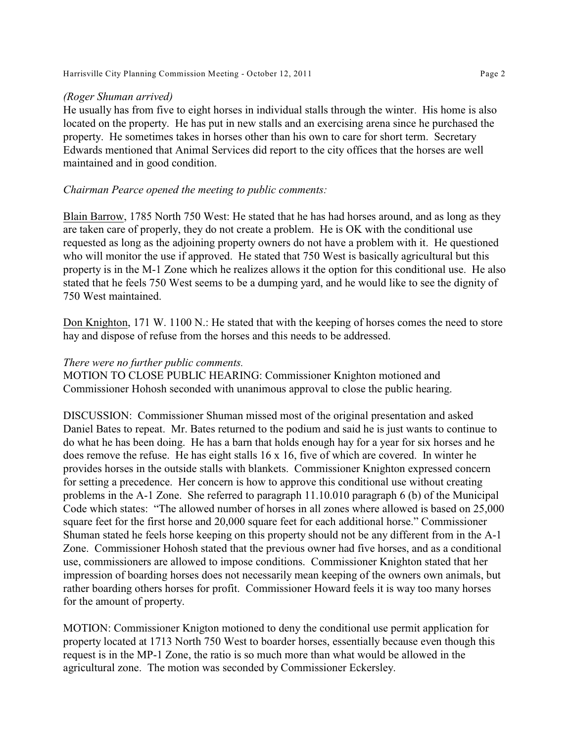*(Roger Shuman arrived)*
He usually has from five to eight horses in individual stalls through the winter. His home is also located on the property. He has put in new stalls and an exercising arena since he purchased the property. He sometimes takes in horses other than his own to care for short term. Secretary Edwards mentioned that Animal Services did report to the city offices that the horses are well maintained and in good condition.

*Chairman Pearce opened the meeting to public comments:*

Blain Barrow, 1785 North 750 West: He stated that he has had horses around, and as long as they are taken care of properly, they do not create a problem. He is OK with the conditional use requested as long as the adjoining property owners do not have a problem with it. He questioned who will monitor the use if approved. He stated that 750 West is basically agricultural but this property is in the M-1 Zone which he realizes allows it the option for this conditional use. He also stated that he feels 750 West seems to be a dumping yard, and he would like to see the dignity of 750 West maintained.

Don Knighton, 171 W. 1100 N.: He stated that with the keeping of horses comes the need to store hay and dispose of refuse from the horses and this needs to be addressed.

*There were no further public comments.*
MOTION TO CLOSE PUBLIC HEARING: Commissioner Knighton motioned and Commissioner Hohosh seconded with unanimous approval to close the public hearing.

DISCUSSION: Commissioner Shuman missed most of the original presentation and asked Daniel Bates to repeat. Mr. Bates returned to the podium and said he is just wants to continue to do what he has been doing. He has a barn that holds enough hay for a year for six horses and he does remove the refuse. He has eight stalls 16 x 16, five of which are covered. In winter he provides horses in the outside stalls with blankets. Commissioner Knighton expressed concern for setting a precedence. Her concern is how to approve this conditional use without creating problems in the A-1 Zone. She referred to paragraph 11.10.010 paragraph 6 (b) of the Municipal Code which states: "The allowed number of horses in all zones where allowed is based on 25,000 square feet for the first horse and 20,000 square feet for each additional horse." Commissioner Shuman stated he feels horse keeping on this property should not be any different from in the A-1 Zone. Commissioner Hohosh stated that the previous owner had five horses, and as a conditional use, commissioners are allowed to impose conditions. Commissioner Knighton stated that her impression of boarding horses does not necessarily mean keeping of the owners own animals, but rather boarding others horses for profit. Commissioner Howard feels it is way too many horses for the amount of property.

MOTION: Commissioner Knigton motioned to deny the conditional use permit application for property located at 1713 North 750 West to boarder horses, essentially because even though this request is in the MP-1 Zone, the ratio is so much more than what would be allowed in the agricultural zone. The motion was seconded by Commissioner Eckersley.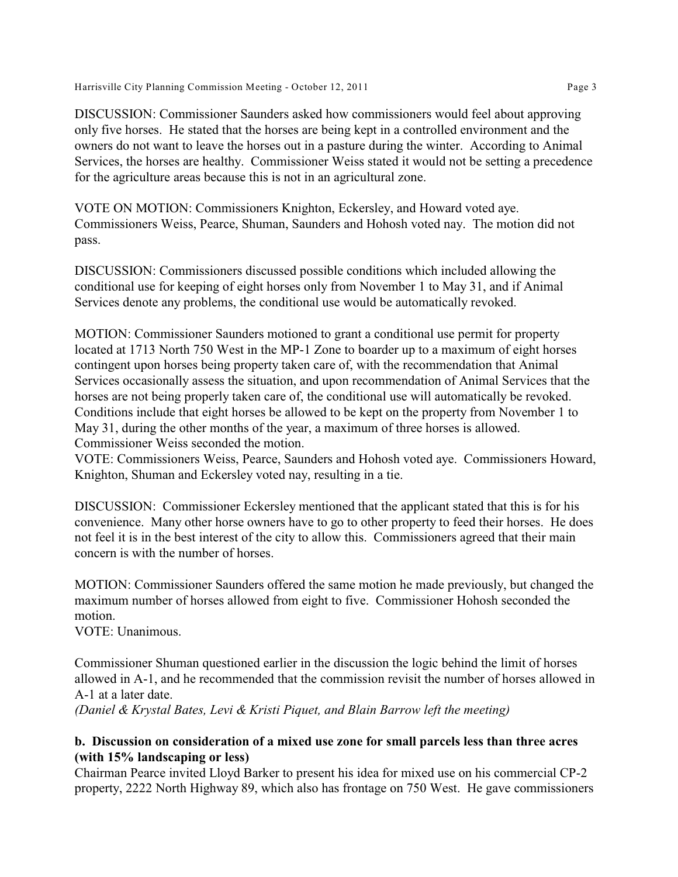DISCUSSION: Commissioner Saunders asked how commissioners would feel about approving only five horses. He stated that the horses are being kept in a controlled environment and the owners do not want to leave the horses out in a pasture during the winter. According to Animal Services, the horses are healthy. Commissioner Weiss stated it would not be setting a precedence for the agriculture areas because this is not in an agricultural zone.

VOTE ON MOTION: Commissioners Knighton, Eckersley, and Howard voted aye. Commissioners Weiss, Pearce, Shuman, Saunders and Hohosh voted nay. The motion did not pass.

DISCUSSION: Commissioners discussed possible conditions which included allowing the conditional use for keeping of eight horses only from November 1 to May 31, and if Animal Services denote any problems, the conditional use would be automatically revoked.

MOTION: Commissioner Saunders motioned to grant a conditional use permit for property located at 1713 North 750 West in the MP-1 Zone to boarder up to a maximum of eight horses contingent upon horses being property taken care of, with the recommendation that Animal Services occasionally assess the situation, and upon recommendation of Animal Services that the horses are not being properly taken care of, the conditional use will automatically be revoked. Conditions include that eight horses be allowed to be kept on the property from November 1 to May 31, during the other months of the year, a maximum of three horses is allowed. Commissioner Weiss seconded the motion.
VOTE: Commissioners Weiss, Pearce, Saunders and Hohosh voted aye. Commissioners Howard, Knighton, Shuman and Eckersley voted nay, resulting in a tie.

DISCUSSION: Commissioner Eckersley mentioned that the applicant stated that this is for his convenience. Many other horse owners have to go to other property to feed their horses. He does not feel it is in the best interest of the city to allow this. Commissioners agreed that their main concern is with the number of horses.

MOTION: Commissioner Saunders offered the same motion he made previously, but changed the maximum number of horses allowed from eight to five. Commissioner Hohosh seconded the motion.
VOTE: Unanimous.

Commissioner Shuman questioned earlier in the discussion the logic behind the limit of horses allowed in A-1, and he recommended that the commission revisit the number of horses allowed in A-1 at a later date.
*(Daniel & Krystal Bates, Levi & Kristi Piquet, and Blain Barrow left the meeting)*

**b. Discussion on consideration of a mixed use zone for small parcels less than three acres (with 15% landscaping or less)**

Chairman Pearce invited Lloyd Barker to present his idea for mixed use on his commercial CP-2 property, 2222 North Highway 89, which also has frontage on 750 West. He gave commissioners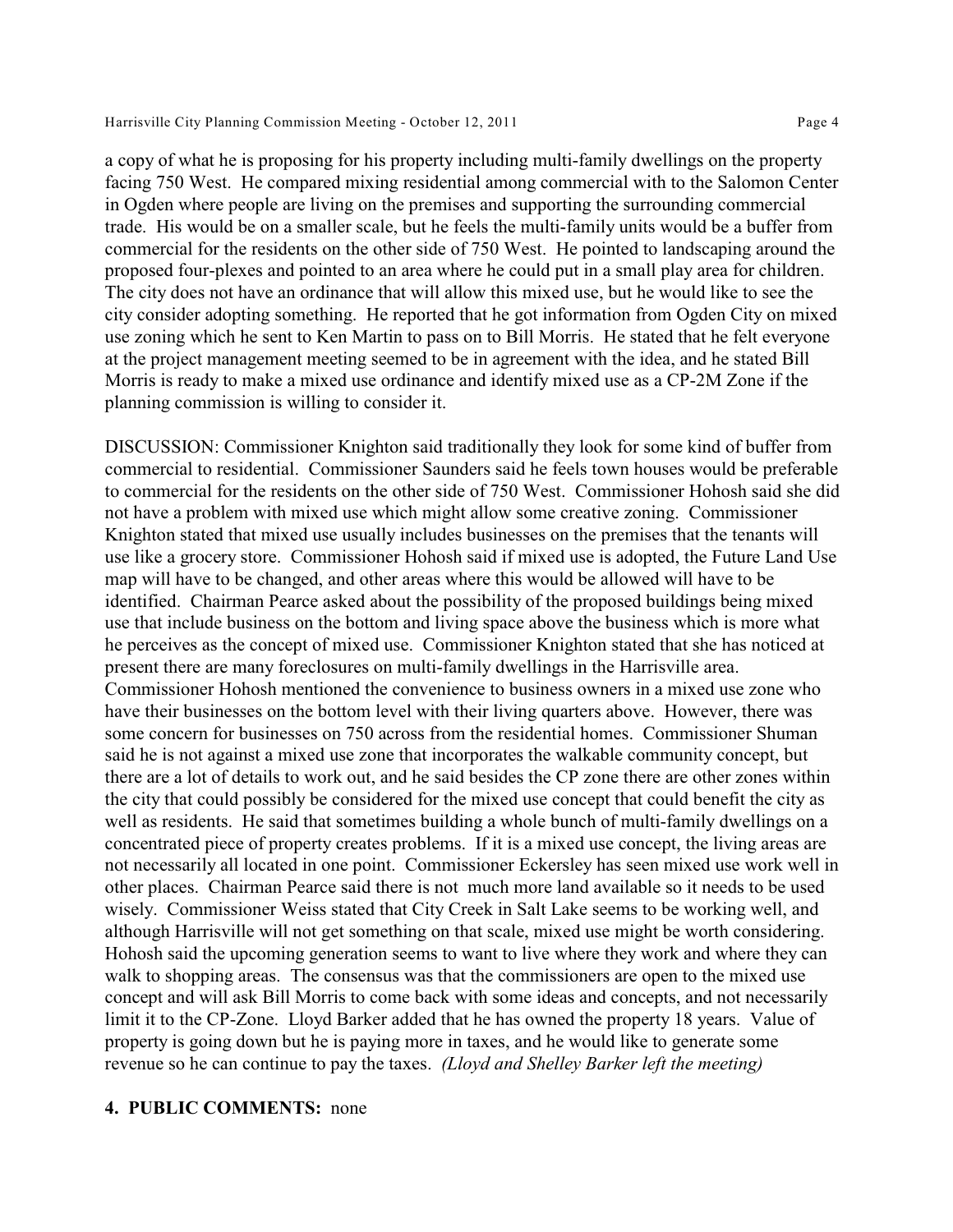a copy of what he is proposing for his property including multi-family dwellings on the property facing 750 West. He compared mixing residential among commercial with to the Salomon Center in Ogden where people are living on the premises and supporting the surrounding commercial trade. His would be on a smaller scale, but he feels the multi-family units would be a buffer from commercial for the residents on the other side of 750 West. He pointed to landscaping around the proposed four-plexes and pointed to an area where he could put in a small play area for children. The city does not have an ordinance that will allow this mixed use, but he would like to see the city consider adopting something. He reported that he got information from Ogden City on mixed use zoning which he sent to Ken Martin to pass on to Bill Morris. He stated that he felt everyone at the project management meeting seemed to be in agreement with the idea, and he stated Bill Morris is ready to make a mixed use ordinance and identify mixed use as a CP-2M Zone if the planning commission is willing to consider it.

DISCUSSION: Commissioner Knighton said traditionally they look for some kind of buffer from commercial to residential. Commissioner Saunders said he feels town houses would be preferable to commercial for the residents on the other side of 750 West. Commissioner Hohosh said she did not have a problem with mixed use which might allow some creative zoning. Commissioner Knighton stated that mixed use usually includes businesses on the premises that the tenants will use like a grocery store. Commissioner Hohosh said if mixed use is adopted, the Future Land Use map will have to be changed, and other areas where this would be allowed will have to be identified. Chairman Pearce asked about the possibility of the proposed buildings being mixed use that include business on the bottom and living space above the business which is more what he perceives as the concept of mixed use. Commissioner Knighton stated that she has noticed at present there are many foreclosures on multi-family dwellings in the Harrisville area. Commissioner Hohosh mentioned the convenience to business owners in a mixed use zone who have their businesses on the bottom level with their living quarters above. However, there was some concern for businesses on 750 across from the residential homes. Commissioner Shuman said he is not against a mixed use zone that incorporates the walkable community concept, but there are a lot of details to work out, and he said besides the CP zone there are other zones within the city that could possibly be considered for the mixed use concept that could benefit the city as well as residents. He said that sometimes building a whole bunch of multi-family dwellings on a concentrated piece of property creates problems. If it is a mixed use concept, the living areas are not necessarily all located in one point. Commissioner Eckersley has seen mixed use work well in other places. Chairman Pearce said there is not much more land available so it needs to be used wisely. Commissioner Weiss stated that City Creek in Salt Lake seems to be working well, and although Harrisville will not get something on that scale, mixed use might be worth considering. Hohosh said the upcoming generation seems to want to live where they work and where they can walk to shopping areas. The consensus was that the commissioners are open to the mixed use concept and will ask Bill Morris to come back with some ideas and concepts, and not necessarily limit it to the CP-Zone. Lloyd Barker added that he has owned the property 18 years. Value of property is going down but he is paying more in taxes, and he would like to generate some revenue so he can continue to pay the taxes. *(Lloyd and Shelley Barker left the meeting)*

**4. PUBLIC COMMENTS:** none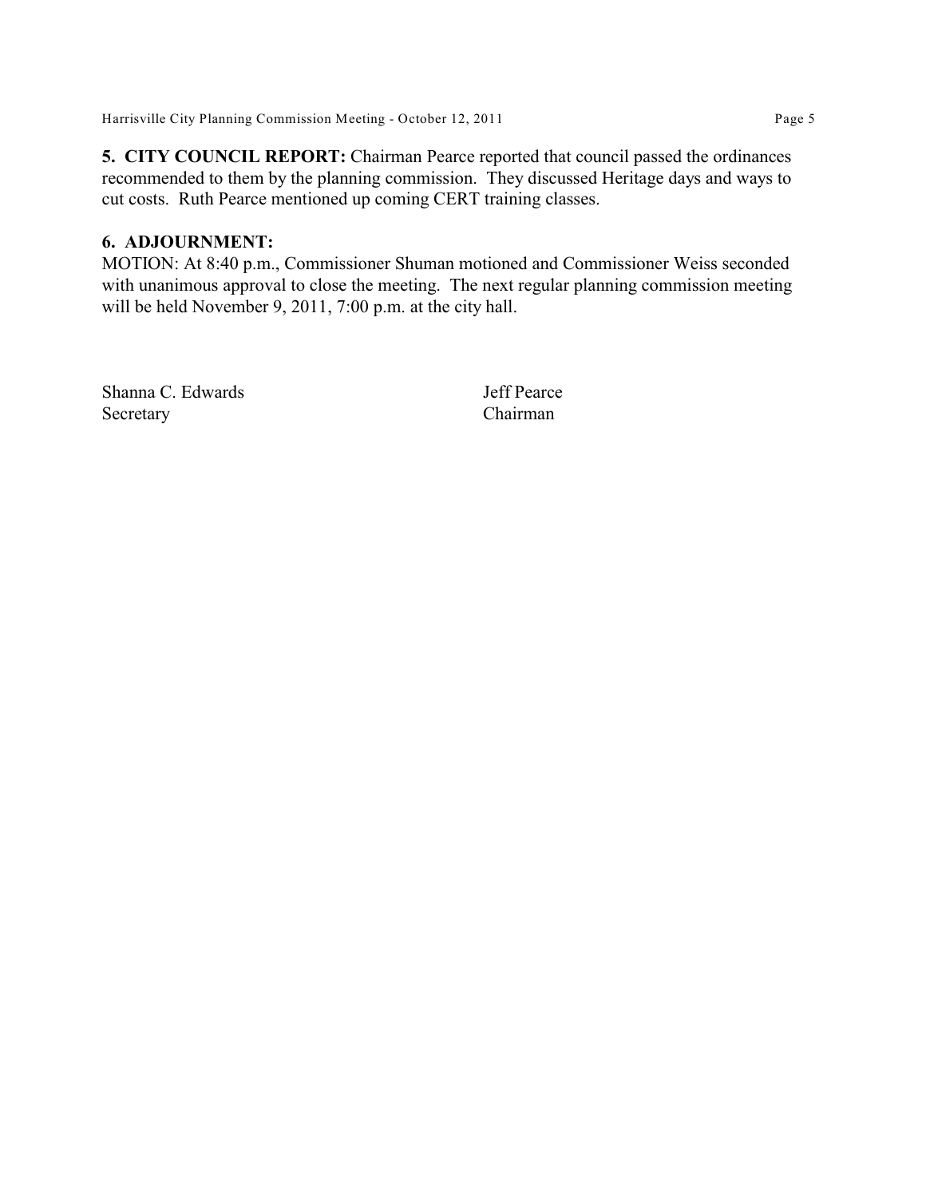**5. CITY COUNCIL REPORT:** Chairman Pearce reported that council passed the ordinances recommended to them by the planning commission. They discussed Heritage days and ways to cut costs. Ruth Pearce mentioned up coming CERT training classes.

**6. ADJOURNMENT:**

MOTION: At 8:40 p.m., Commissioner Shuman motioned and Commissioner Weiss seconded with unanimous approval to close the meeting. The next regular planning commission meeting will be held November 9, 2011, 7:00 p.m. at the city hall.

Shanna C. Edwards
Secretary

Jeff Pearce
Chairman